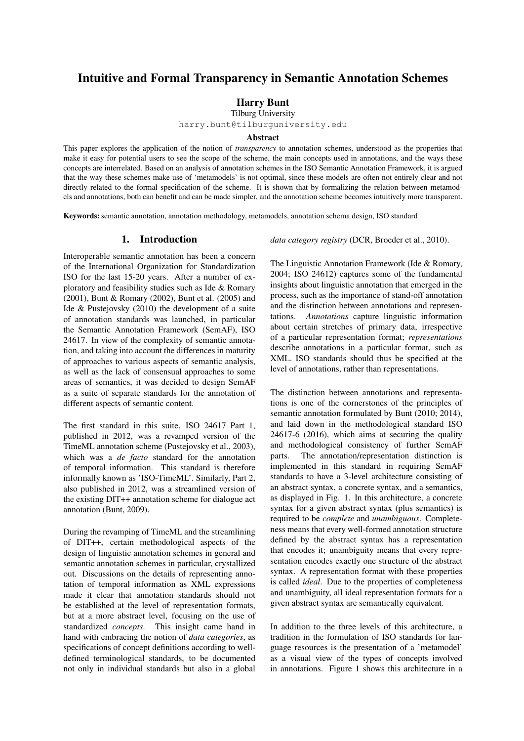# Intuitive and Formal Transparency in Semantic Annotation Schemes

**Harry Bunt**

Tilburg University

harry.bunt@tilburguniversity.edu

### Abstract

This paper explores the application of the notion of *transparency* to annotation schemes, understood as the properties that make it easy for potential users to see the scope of the scheme, the main concepts used in annotations, and the ways these concepts are interrelated. Based on an analysis of annotation schemes in the ISO Semantic Annotation Framework, it is argued that the way these schemes make use of 'metamodels' is not optimal, since these models are often not entirely clear and not directly related to the formal specification of the scheme. It is shown that by formalizing the relation between metamodels and annotations, both can benefit and can be made simpler, and the annotation scheme becomes intuitively more transparent.

**Keywords:** semantic annotation, annotation methodology, metamodels, annotation schema design, ISO standard

## 1. Introduction

Interoperable semantic annotation has been a concern of the International Organization for Standardization ISO for the last 15-20 years. After a number of exploratory and feasibility studies such as Ide & Romary (2001), Bunt & Romary (2002), Bunt et al. (2005) and Ide & Pustejovsky (2010) the development of a suite of annotation standards was launched, in particular the Semantic Annotation Framework (SemAF), ISO 24617. In view of the complexity of semantic annotation, and taking into account the differences in maturity of approaches to various aspects of semantic analysis, as well as the lack of consensual approaches to some areas of semantics, it was decided to design SemAF as a suite of separate standards for the annotation of different aspects of semantic content.

The first standard in this suite, ISO 24617 Part 1, published in 2012, was a revamped version of the TimeML annotation scheme (Pustejovsky et al., 2003), which was a *de facto* standard for the annotation of temporal information. This standard is therefore informally known as 'ISO-TimeML'. Similarly, Part 2, also published in 2012, was a streamlined version of the existing DIT++ annotation scheme for dialogue act annotation (Bunt, 2009).

During the revamping of TimeML and the streamlining of DIT++, certain methodological aspects of the design of linguistic annotation schemes in general and semantic annotation schemes in particular, crystallized out. Discussions on the details of representing annotation of temporal information as XML expressions made it clear that annotation standards should not be established at the level of representation formats, but at a more abstract level, focusing on the use of standardized *concepts*. This insight came hand in hand with embracing the notion of *data categories*, as specifications of concept definitions according to well-defined terminological standards, to be documented not only in individual standards but also in a global *data category registry* (DCR, Broeder et al., 2010).

The Linguistic Annotation Framework (Ide & Romary, 2004; ISO 24612) captures some of the fundamental insights about linguistic annotation that emerged in the process, such as the importance of stand-off annotation and the distinction between annotations and representations. *Annotations* capture linguistic information about certain stretches of primary data, irrespective of a particular representation format; *representations* describe annotations in a particular format, such as XML. ISO standards should thus be specified at the level of annotations, rather than representations.

The distinction between annotations and representations is one of the cornerstones of the principles of semantic annotation formulated by Bunt (2010; 2014), and laid down in the methodological standard ISO 24617-6 (2016), which aims at securing the quality and methodological consistency of further SemAF parts. The annotation/representation distinction is implemented in this standard in requiring SemAF standards to have a 3-level architecture consisting of an abstract syntax, a concrete syntax, and a semantics, as displayed in Fig. 1. In this architecture, a concrete syntax for a given abstract syntax (plus semantics) is required to be *complete* and *unambiguous*. Completeness means that every well-formed annotation structure defined by the abstract syntax has a representation that encodes it; unambiguity means that every representation encodes exactly one structure of the abstract syntax. A representation format with these properties is called *ideal*. Due to the properties of completeness and unambiguity, all ideal representation formats for a given abstract syntax are semantically equivalent.

In addition to the three levels of this architecture, a tradition in the formulation of ISO standards for language resources is the presentation of a 'metamodel' as a visual view of the types of concepts involved in annotations. Figure 1 shows this architecture in a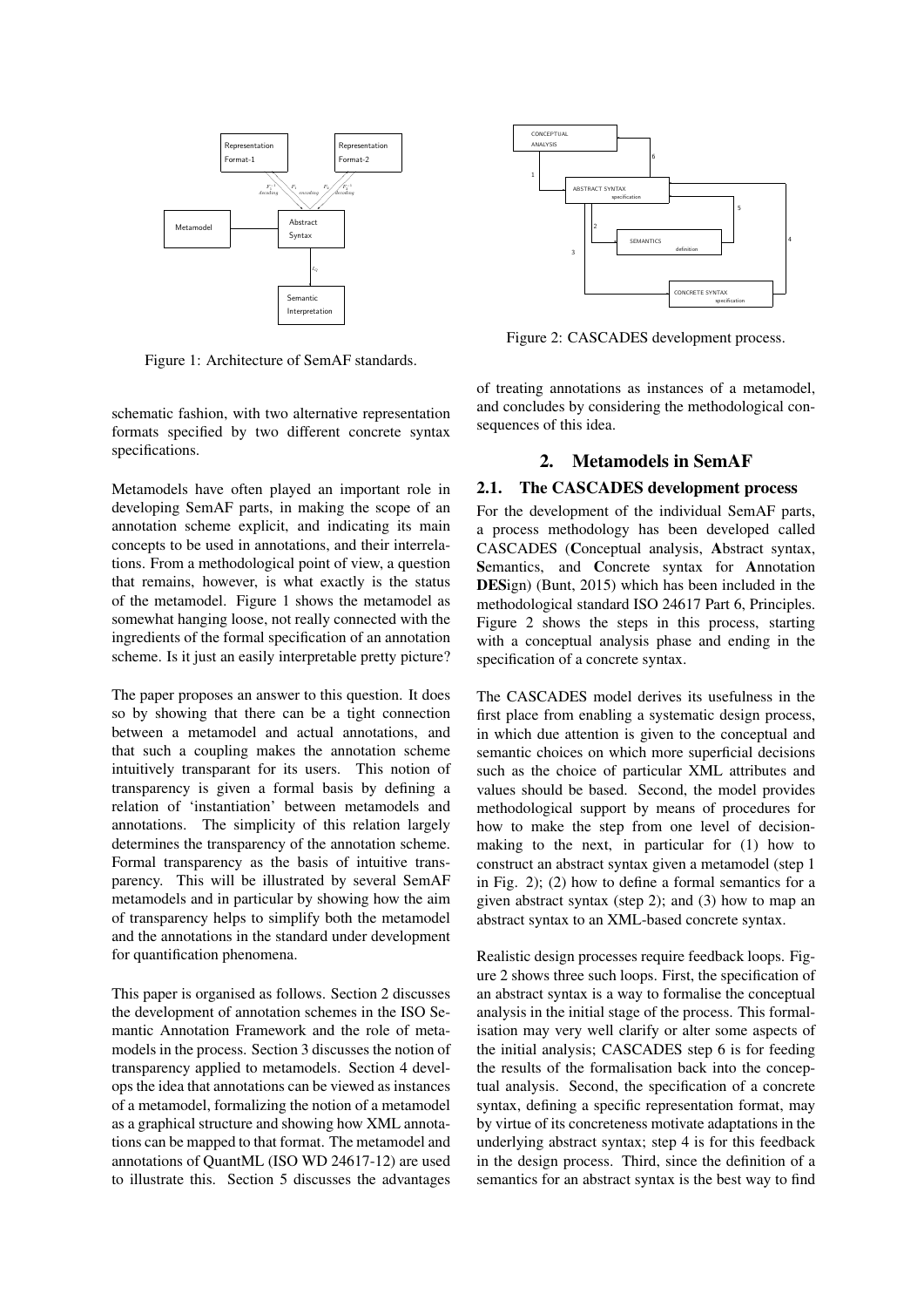Figure 1: Architecture of SemAF standards.

Figure 2: CASCADES development process.

schematic fashion, with two alternative representation formats specified by two different concrete syntax specifications.

Metamodels have often played an important role in developing SemAF parts, in making the scope of an annotation scheme explicit, and indicating its main concepts to be used in annotations, and their interrelations. From a methodological point of view, a question that remains, however, is what exactly is the status of the metamodel. Figure 1 shows the metamodel as somewhat hanging loose, not really connected with the ingredients of the formal specification of an annotation scheme. Is it just an easily interpretable pretty picture?

The paper proposes an answer to this question. It does so by showing that there can be a tight connection between a metamodel and actual annotations, and that such a coupling makes the annotation scheme intuitively transparant for its users. This notion of transparency is given a formal basis by defining a relation of 'instantiation' between metamodels and annotations. The simplicity of this relation largely determines the transparency of the annotation scheme. Formal transparency as the basis of intuitive transparency. This will be illustrated by several SemAF metamodels and in particular by showing how the aim of transparency helps to simplify both the metamodel and the annotations in the standard under development for quantification phenomena.

This paper is organised as follows. Section 2 discusses the development of annotation schemes in the ISO Semantic Annotation Framework and the role of metamodels in the process. Section 3 discusses the notion of transparency applied to metamodels. Section 4 develops the idea that annotations can be viewed as instances of a metamodel, formalizing the notion of a metamodel as a graphical structure and showing how XML annotations can be mapped to that format. The metamodel and annotations of QuantML (ISO WD 24617-12) are used to illustrate this. Section 5 discusses the advantages of treating annotations as instances of a metamodel, and concludes by considering the methodological consequences of this idea.

## 2. Metamodels in SemAF

### 2.1. The CASCADES development process

For the development of the individual SemAF parts, a process methodology has been developed called CASCADES (**C**onceptual analysis, **A**bstract syntax, **S**emantics, and **C**oncrete syntax for **A**nnotation **DES**ign) (Bunt, 2015) which has been included in the methodological standard ISO 24617 Part 6, Principles. Figure 2 shows the steps in this process, starting with a conceptual analysis phase and ending in the specification of a concrete syntax.

The CASCADES model derives its usefulness in the first place from enabling a systematic design process, in which due attention is given to the conceptual and semantic choices on which more superficial decisions such as the choice of particular XML attributes and values should be based. Second, the model provides methodological support by means of procedures for how to make the step from one level of decision-making to the next, in particular for (1) how to construct an abstract syntax given a metamodel (step 1 in Fig. 2); (2) how to define a formal semantics for a given abstract syntax (step 2); and (3) how to map an abstract syntax to an XML-based concrete syntax.

Realistic design processes require feedback loops. Figure 2 shows three such loops. First, the specification of an abstract syntax is a way to formalise the conceptual analysis in the initial stage of the process. This formalisation may very well clarify or alter some aspects of the initial analysis; CASCADES step 6 is for feeding the results of the formalisation back into the conceptual analysis. Second, the specification of a concrete syntax, defining a specific representation format, may by virtue of its concreteness motivate adaptations in the underlying abstract syntax; step 4 is for this feedback in the design process. Third, since the definition of a semantics for an abstract syntax is the best way to find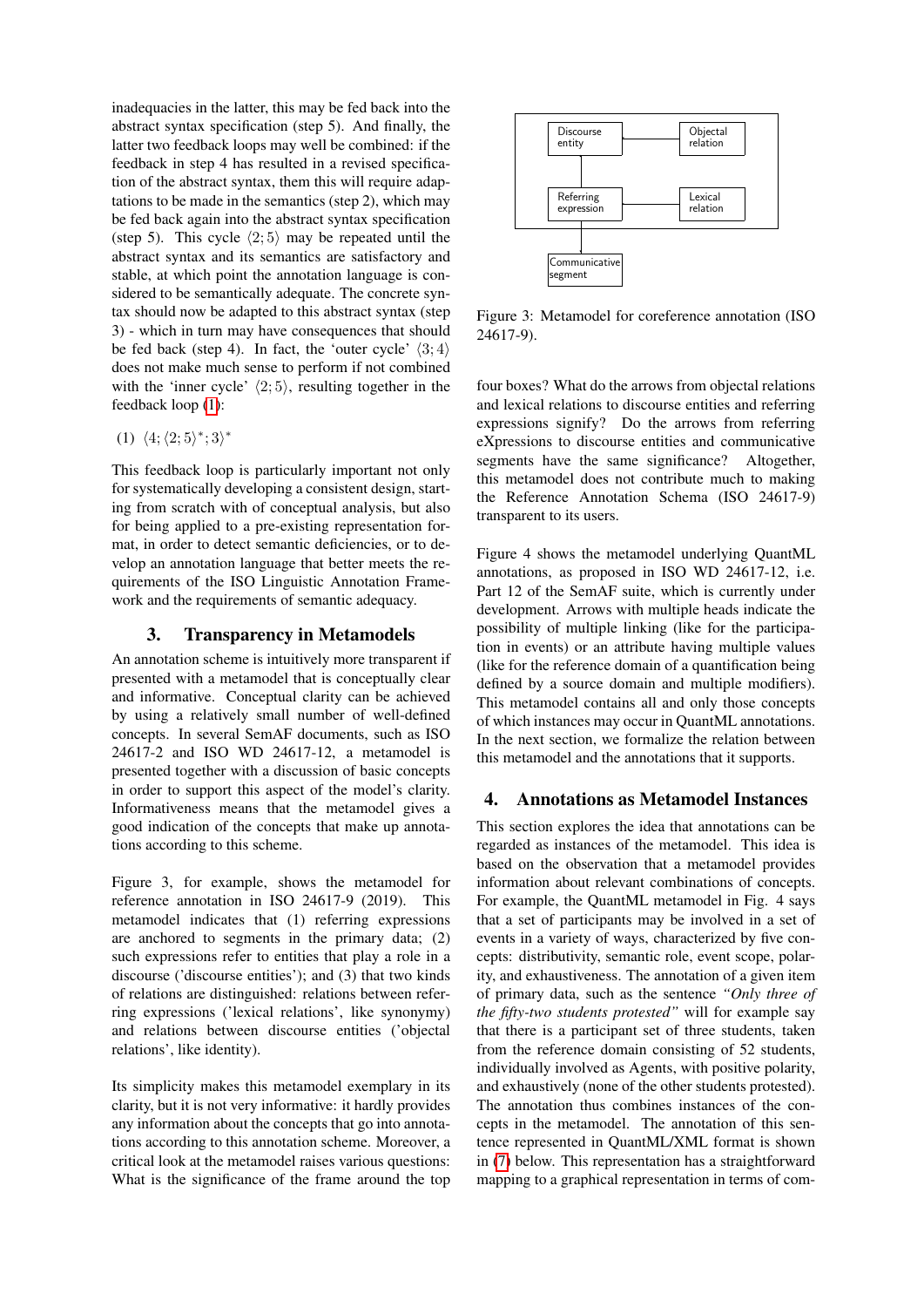inadequacies in the latter, this may be fed back into the abstract syntax specification (step 5). And finally, the latter two feedback loops may well be combined: if the feedback in step 4 has resulted in a revised specification of the abstract syntax, them this will require adaptations to be made in the semantics (step 2), which may be fed back again into the abstract syntax specification (step 5). This cycle $\langle 2; 5 \rangle$ may be repeated until the abstract syntax and its semantics are satisfactory and stable, at which point the annotation language is considered to be semantically adequate. The concrete syntax should now be adapted to this abstract syntax (step 3) - which in turn may have consequences that should be fed back (step 4). In fact, the 'outer cycle' $\langle 3; 4 \rangle$ does not make much sense to perform if not combined with the 'inner cycle' $\langle 2; 5 \rangle$, resulting together in the feedback loop (1):

(1) $\langle 4; \langle 2; 5 \rangle^*; 3 \rangle^*$

This feedback loop is particularly important not only for systematically developing a consistent design, starting from scratch with of conceptual analysis, but also for being applied to a pre-existing representation format, in order to detect semantic deficiencies, or to develop an annotation language that better meets the requirements of the ISO Linguistic Annotation Framework and the requirements of semantic adequacy.

## 3. Transparency in Metamodels

An annotation scheme is intuitively more transparent if presented with a metamodel that is conceptually clear and informative. Conceptual clarity can be achieved by using a relatively small number of well-defined concepts. In several SemAF documents, such as ISO 24617-2 and ISO WD 24617-12, a metamodel is presented together with a discussion of basic concepts in order to support this aspect of the model's clarity. Informativeness means that the metamodel gives a good indication of the concepts that make up annotations according to this scheme.

Figure 3, for example, shows the metamodel for reference annotation in ISO 24617-9 (2019). This metamodel indicates that (1) referring expressions are anchored to segments in the primary data; (2) such expressions refer to entities that play a role in a discourse ('discourse entities'); and (3) that two kinds of relations are distinguished: relations between referring expressions ('lexical relations', like synonymy) and relations between discourse entities ('objectal relations', like identity).

Its simplicity makes this metamodel exemplary in its clarity, but it is not very informative: it hardly provides any information about the concepts that go into annotations according to this annotation scheme. Moreover, a critical look at the metamodel raises various questions: What is the significance of the frame around the top four boxes? What do the arrows from objectal relations and lexical relations to discourse entities and referring expressions signify? Do the arrows from referring eXpressions to discourse entities and communicative segments have the same significance? Altogether, this metamodel does not contribute much to making the Reference Annotation Schema (ISO 24617-9) transparent to its users.

Discourse entity | Objectal relation | Referring expression | Lexical relation | Communicative segment

Figure 3: Metamodel for coreference annotation (ISO 24617-9).

Figure 4 shows the metamodel underlying QuantML annotations, as proposed in ISO WD 24617-12, i.e. Part 12 of the SemAF suite, which is currently under development. Arrows with multiple heads indicate the possibility of multiple linking (like for the participation in events) or an attribute having multiple values (like for the reference domain of a quantification being defined by a source domain and multiple modifiers). This metamodel contains all and only those concepts of which instances may occur in QuantML annotations. In the next section, we formalize the relation between this metamodel and the annotations that it supports.

## 4. Annotations as Metamodel Instances

This section explores the idea that annotations can be regarded as instances of the metamodel. This idea is based on the observation that a metamodel provides information about relevant combinations of concepts. For example, the QuantML metamodel in Fig. 4 says that a set of participants may be involved in a set of events in a variety of ways, characterized by five concepts: distributivity, semantic role, event scope, polarity, and exhaustiveness. The annotation of a given item of primary data, such as the sentence *"Only three of the fifty-two students protested"* will for example say that there is a participant set of three students, taken from the reference domain consisting of 52 students, individually involved as Agents, with positive polarity, and exhaustively (none of the other students protested). The annotation thus combines instances of the concepts in the metamodel. The annotation of this sentence represented in QuantML/XML format is shown in (7) below. This representation has a straightforward mapping to a graphical representation in terms of com-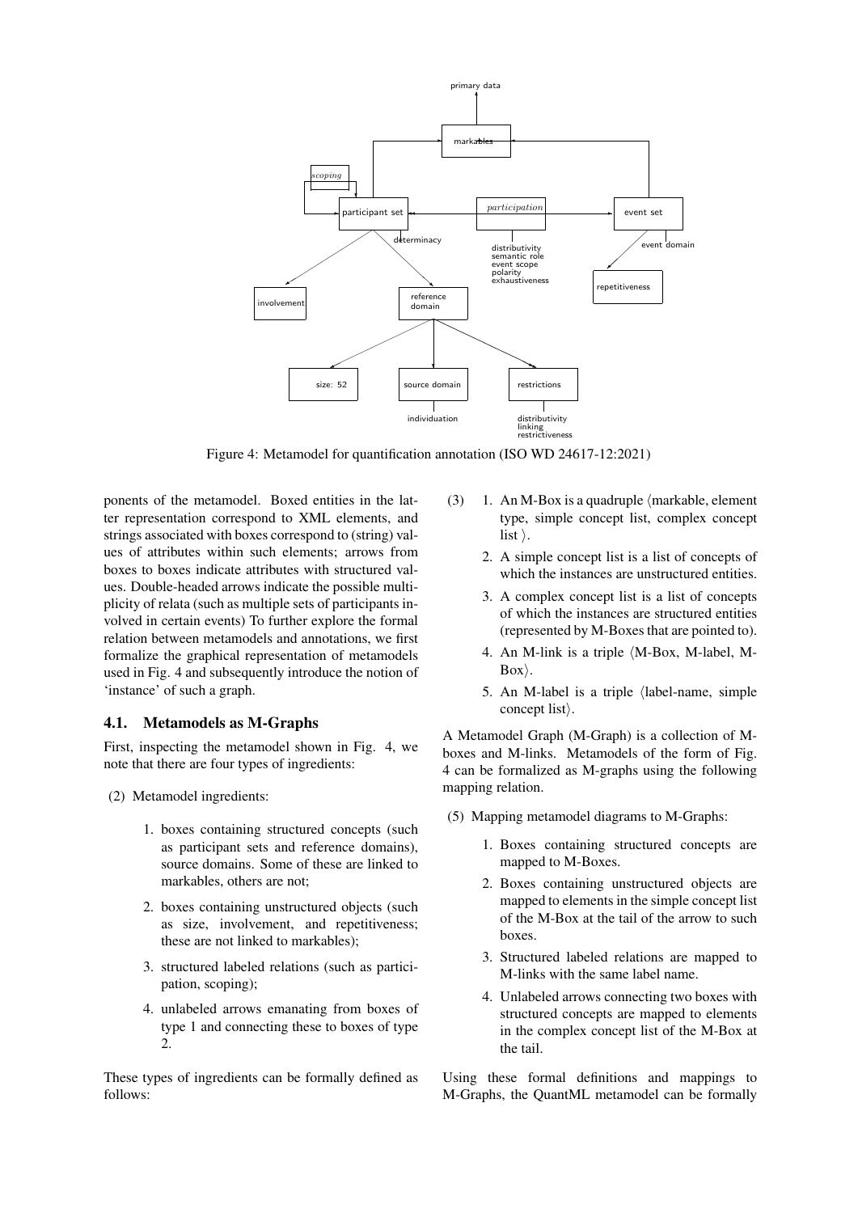Figure 4: Metamodel for quantification annotation (ISO WD 24617-12:2021)

ponents of the metamodel. Boxed entities in the latter representation correspond to XML elements, and strings associated with boxes correspond to (string) values of attributes within such elements; arrows from boxes to boxes indicate attributes with structured values. Double-headed arrows indicate the possible multiplicity of relata (such as multiple sets of participants involved in certain events) To further explore the formal relation between metamodels and annotations, we first formalize the graphical representation of metamodels used in Fig. 4 and subsequently introduce the notion of 'instance' of such a graph.

### 4.1. Metamodels as M-Graphs

First, inspecting the metamodel shown in Fig. 4, we note that there are four types of ingredients:

(2) Metamodel ingredients:

1. boxes containing structured concepts (such as participant sets and reference domains), source domains. Some of these are linked to markables, others are not;
2. boxes containing unstructured objects (such as size, involvement, and repetitiveness; these are not linked to markables);
3. structured labeled relations (such as participation, scoping);
4. unlabeled arrows emanating from boxes of type 1 and connecting these to boxes of type 2.

These types of ingredients can be formally defined as follows:

(3)
1. An M-Box is a quadruple ⟨markable, element type, simple concept list, complex concept list ⟩.
2. A simple concept list is a list of concepts of which the instances are unstructured entities.
3. A complex concept list is a list of concepts of which the instances are structured entities (represented by M-Boxes that are pointed to).
4. An M-link is a triple ⟨M-Box, M-label, M-Box⟩.
5. An M-label is a triple ⟨label-name, simple concept list⟩.

A Metamodel Graph (M-Graph) is a collection of M-boxes and M-links. Metamodels of the form of Fig. 4 can be formalized as M-graphs using the following mapping relation.

(5) Mapping metamodel diagrams to M-Graphs:

1. Boxes containing structured concepts are mapped to M-Boxes.
2. Boxes containing unstructured objects are mapped to elements in the simple concept list of the M-Box at the tail of the arrow to such boxes.
3. Structured labeled relations are mapped to M-links with the same label name.
4. Unlabeled arrows connecting two boxes with structured concepts are mapped to elements in the complex concept list of the M-Box at the tail.

Using these formal definitions and mappings to M-Graphs, the QuantML metamodel can be formally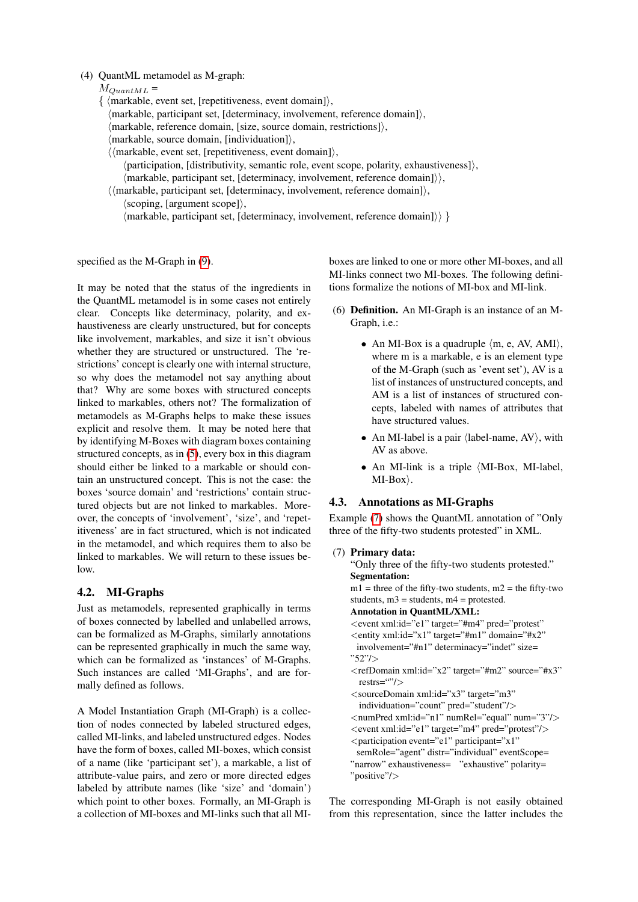(4) QuantML metamodel as M-graph:

$M_{QuantML}$ =

{ ⟨markable, event set, [repetitiveness, event domain]⟩,
⟨markable, participant set, [determinacy, involvement, reference domain]⟩,
⟨markable, reference domain, [size, source domain, restrictions]⟩,
⟨markable, source domain, [individuation]⟩,
⟨⟨markable, event set, [repetitiveness, event domain]⟩,
⟨participation, [distributivity, semantic role, event scope, polarity, exhaustiveness]⟩,
⟨markable, participant set, [determinacy, involvement, reference domain]⟩⟩,
⟨⟨markable, participant set, [determinacy, involvement, reference domain]⟩,
⟨scoping, [argument scope]⟩,
⟨markable, participant set, [determinacy, involvement, reference domain]⟩⟩ }

specified as the M-Graph in (9).

It may be noted that the status of the ingredients in the QuantML metamodel is in some cases not entirely clear. Concepts like determinacy, polarity, and exhaustiveness are clearly unstructured, but for concepts like involvement, markables, and size it isn't obvious whether they are structured or unstructured. The 'restrictions' concept is clearly one with internal structure, so why does the metamodel not say anything about that? Why are some boxes with structured concepts linked to markables, others not? The formalization of metamodels as M-Graphs helps to make these issues explicit and resolve them. It may be noted here that by identifying M-Boxes with diagram boxes containing structured concepts, as in (5), every box in this diagram should either be linked to a markable or should contain an unstructured concept. This is not the case: the boxes 'source domain' and 'restrictions' contain structured objects but are not linked to markables. Moreover, the concepts of 'involvement', 'size', and 'repetitiveness' are in fact structured, which is not indicated in the metamodel, and which requires them to also be linked to markables. We will return to these issues below.

## 4.2. MI-Graphs

Just as metamodels, represented graphically in terms of boxes connected by labelled and unlabelled arrows, can be formalized as M-Graphs, similarly annotations can be represented graphically in much the same way, which can be formalized as 'instances' of M-Graphs. Such instances are called 'MI-Graphs', and are formally defined as follows.

A Model Instantiation Graph (MI-Graph) is a collection of nodes connected by labeled structured edges, called MI-links, and labeled unstructured edges. Nodes have the form of boxes, called MI-boxes, which consist of a name (like 'participant set'), a markable, a list of attribute-value pairs, and zero or more directed edges labeled by attribute names (like 'size' and 'domain') which point to other boxes. Formally, an MI-Graph is a collection of MI-boxes and MI-links such that all MI-boxes are linked to one or more other MI-boxes, and all MI-links connect two MI-boxes. The following definitions formalize the notions of MI-box and MI-link.

(6) **Definition.** An MI-Graph is an instance of an M-Graph, i.e.:

- An MI-Box is a quadruple ⟨m, e, AV, AMI⟩, where m is a markable, e is an element type of the M-Graph (such as 'event set'), AV is a list of instances of unstructured concepts, and AM is a list of instances of structured concepts, labeled with names of attributes that have structured values.
- An MI-label is a pair ⟨label-name, AV⟩, with AV as above.
- An MI-link is a triple ⟨MI-Box, MI-label, MI-Box⟩.

## 4.3. Annotations as MI-Graphs

Example (7) shows the QuantML annotation of "Only three of the fifty-two students protested" in XML.

(7) **Primary data:**
"Only three of the fifty-two students protested."
**Segmentation:**
m1 = three of the fifty-two students, m2 = the fifty-two students, m3 = students, m4 = protested.
**Annotation in QuantML/XML:**

```
<event xml:id="e1" target="#m4" pred="protest"
<entity xml:id="x1" target="#m1" domain="#x2"
  involvement="#n1" determinacy="indet" size=
"52"/>
<refDomain xml:id="x2" target="#m2" source="#x3"
  restrs=""/>
<sourceDomain xml:id="x3" target="m3"
  individuation="count" pred="student"/>
<numPred xml:id="n1" numRel="equal" num="3"/>
<event xml:id="e1" target="m4" pred="protest"/>
<participation event="e1" participant="x1"
  semRole="agent" distr="individual" eventScope=
"narrow" exhaustiveness= "exhaustive" polarity=
"positive"/>
```

The corresponding MI-Graph is not easily obtained from this representation, since the latter includes the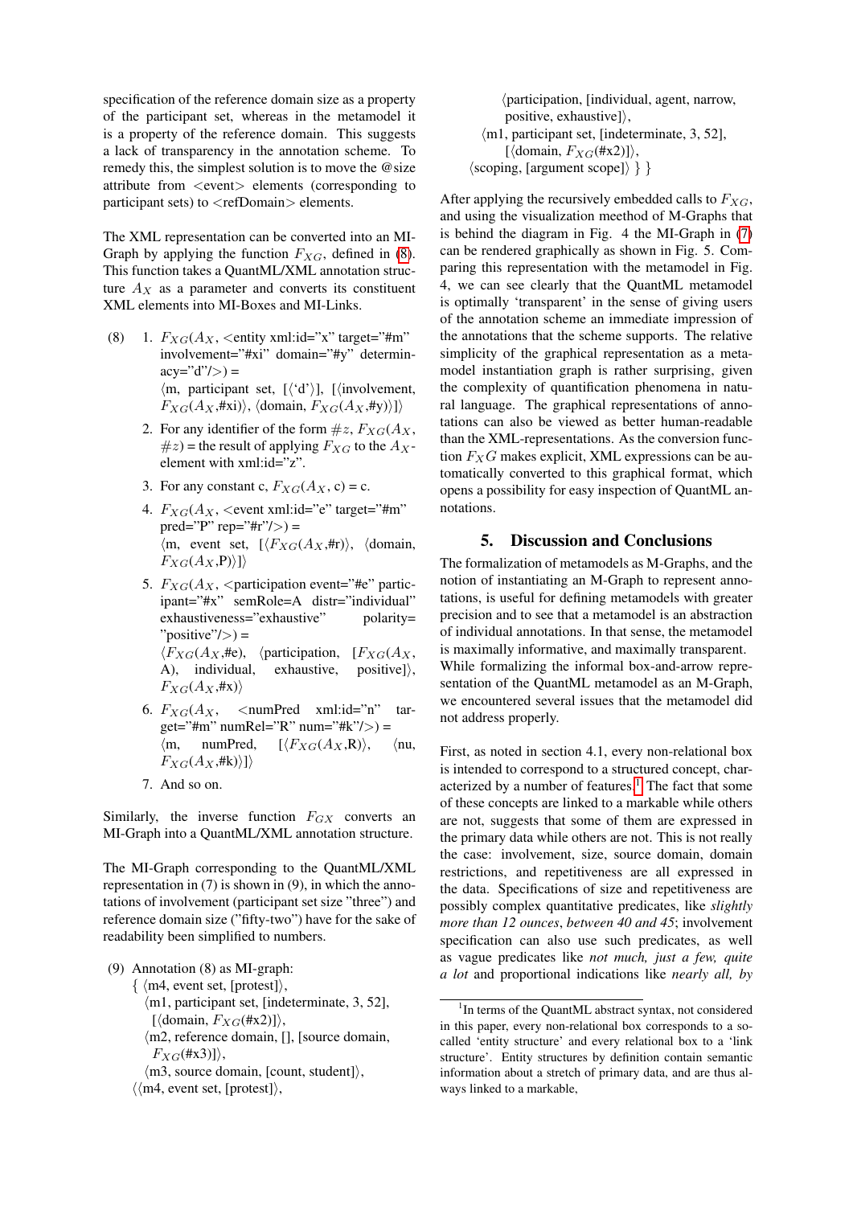specification of the reference domain size as a property of the participant set, whereas in the metamodel it is a property of the reference domain. This suggests a lack of transparency in the annotation scheme. To remedy this, the simplest solution is to move the @size attribute from <event> elements (corresponding to participant sets) to <refDomain> elements.

The XML representation can be converted into an MI-Graph by applying the function $F_{XG}$, defined in (8). This function takes a QuantML/XML annotation structure $A_X$ as a parameter and converts its constituent XML elements into MI-Boxes and MI-Links.

(8)
1. $F_{XG}(A_X$, <entity xml:id="x" target="#m" involvement="#xi" domain="#y" determinacy="d"/>) = ⟨m, participant set, [⟨'d'⟩], [⟨involvement, $F_{XG}(A_X$,#xi)⟩, ⟨domain, $F_{XG}(A_X$,#y)⟩]⟩
2. For any identifier of the form $\#z$, $F_{XG}(A_X, \#z)$ = the result of applying $F_{XG}$ to the $A_X$-element with xml:id="z".
3. For any constant c, $F_{XG}(A_X$, c) = c.
4. $F_{XG}(A_X$, <event xml:id="e" target="#m" pred="P" rep="#r"/>) = ⟨m, event set, [⟨$F_{XG}(A_X$,#r)⟩, ⟨domain, $F_{XG}(A_X$,P)⟩]⟩
5. $F_{XG}(A_X$, <participation event="#e" participant="#x" semRole=A distr="individual" exhaustiveness="exhaustive" polarity="positive"/>) = ⟨$F_{XG}(A_X$,#e), ⟨participation, [$F_{XG}(A_X$, A), individual, exhaustive, positive]⟩, $F_{XG}(A_X$,#x)⟩
6. $F_{XG}(A_X$, <numPred xml:id="n" target="#m" numRel="R" num="#k"/>) = ⟨m, numPred, [⟨$F_{XG}(A_X$,R)⟩, ⟨nu, $F_{XG}(A_X$,#k)⟩]⟩
7. And so on.

Similarly, the inverse function $F_{GX}$ converts an MI-Graph into a QuantML/XML annotation structure.

The MI-Graph corresponding to the QuantML/XML representation in (7) is shown in (9), in which the annotations of involvement (participant set size "three") and reference domain size ("fifty-two") have for the sake of readability been simplified to numbers.

(9) Annotation (8) as MI-graph:
{ ⟨m4, event set, [protest]⟩,
⟨m1, participant set, [indeterminate, 3, 52], [⟨domain, $F_{XG}$(#x2)]⟩,
⟨m2, reference domain, [], [source domain, $F_{XG}$(#x3)]⟩,
⟨m3, source domain, [count, student]⟩,
⟨⟨m4, event set, [protest]⟩,
⟨participation, [individual, agent, narrow, positive, exhaustive]⟩,
⟨m1, participant set, [indeterminate, 3, 52], [⟨domain, $F_{XG}$(#x2)]⟩,
⟨scoping, [argument scope]⟩ } }

After applying the recursively embedded calls to $F_{XG}$, and using the visualization meethod of M-Graphs that is behind the diagram in Fig. 4 the MI-Graph in (7) can be rendered graphically as shown in Fig. 5. Comparing this representation with the metamodel in Fig. 4, we can see clearly that the QuantML metamodel is optimally 'transparent' in the sense of giving users of the annotation scheme an immediate impression of the annotations that the scheme supports. The relative simplicity of the graphical representation as a metamodel instantiation graph is rather surprising, given the complexity of quantification phenomena in natural language. The graphical representations of annotations can also be viewed as better human-readable than the XML-representations. As the conversion function $F_XG$ makes explicit, XML expressions can be automatically converted to this graphical format, which opens a possibility for easy inspection of QuantML annotations.

## 5. Discussion and Conclusions

The formalization of metamodels as M-Graphs, and the notion of instantiating an M-Graph to represent annotations, is useful for defining metamodels with greater precision and to see that a metamodel is an abstraction of individual annotations. In that sense, the metamodel is maximally informative, and maximally transparent. While formalizing the informal box-and-arrow representation of the QuantML metamodel as an M-Graph, we encountered several issues that the metamodel did not address properly.

First, as noted in section 4.1, every non-relational box is intended to correspond to a structured concept, characterized by a number of features.[1] The fact that some of these concepts are linked to a markable while others are not, suggests that some of them are expressed in the primary data while others are not. This is not really the case: involvement, size, source domain, domain restrictions, and repetitiveness are all expressed in the data. Specifications of size and repetitiveness are possibly complex quantitative predicates, like *slightly more than 12 ounces*, *between 40 and 45*; involvement specification can also use such predicates, as well as vague predicates like *not much, just a few, quite a lot* and proportional indications like *nearly all, by*

[1] In terms of the QuantML abstract syntax, not considered in this paper, every non-relational box corresponds to a so-called 'entity structure' and every relational box to a 'link structure'. Entity structures by definition contain semantic information about a stretch of primary data, and are thus always linked to a markable,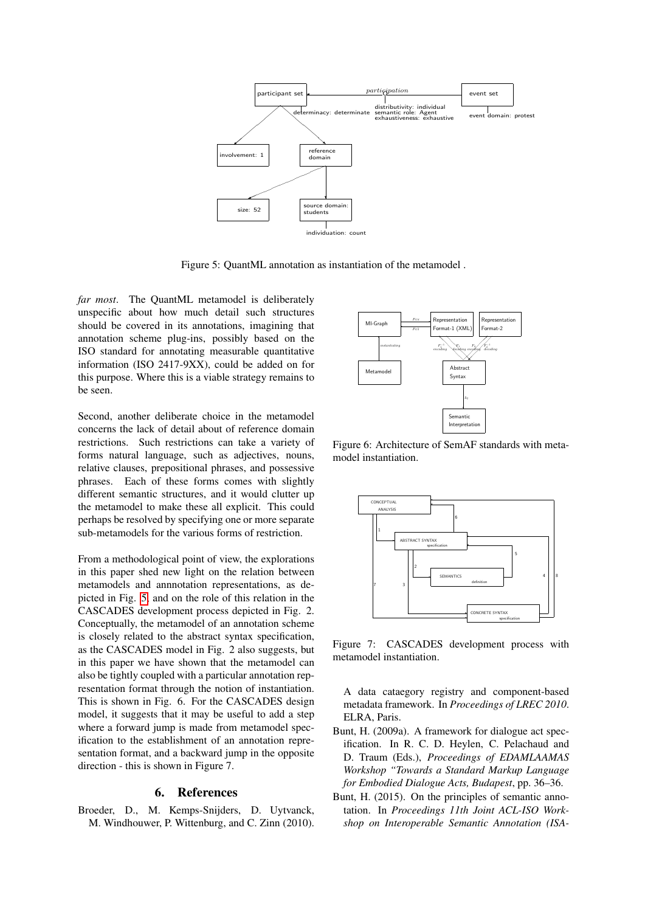Figure 5: QuantML annotation as instantiation of the metamodel .

*far most*. The QuantML metamodel is deliberately unspecific about how much detail such structures should be covered in its annotations, imagining that annotation scheme plug-ins, possibly based on the ISO standard for annotating measurable quantitative information (ISO 2417-9XX), could be added on for this purpose. Where this is a viable strategy remains to be seen.

Second, another deliberate choice in the metamodel concerns the lack of detail about of reference domain restrictions. Such restrictions can take a variety of forms natural language, such as adjectives, nouns, relative clauses, prepositional phrases, and possessive phrases. Each of these forms comes with slightly different semantic structures, and it would clutter up the metamodel to make these all explicit. This could perhaps be resolved by specifying one or more separate sub-metamodels for the various forms of restriction.

From a methodological point of view, the explorations in this paper shed new light on the relation between metamodels and annnotation representations, as depicted in Fig. 5, and on the role of this relation in the CASCADES development process depicted in Fig. 2. Conceptually, the metamodel of an annotation scheme is closely related to the abstract syntax specification, as the CASCADES model in Fig. 2 also suggests, but in this paper we have shown that the metamodel can also be tightly coupled with a particular annotation representation format through the notion of instantiation. This is shown in Fig. 6. For the CASCADES design model, it suggests that it may be useful to add a step where a forward jump is made from metamodel specification to the establishment of an annotation representation format, and a backward jump in the opposite direction - this is shown in Figure 7.

Figure 6: Architecture of SemAF standards with metamodel instantiation.

Figure 7: CASCADES development process with metamodel instantiation.

## 6. References

Broeder, D., M. Kemps-Snijders, D. Uytvanck, M. Windhouwer, P. Wittenburg, and C. Zinn (2010). A data cataegory registry and component-based metadata framework. In *Proceedings of LREC 2010*. ELRA, Paris.

Bunt, H. (2009a). A framework for dialogue act specification. In R. C. D. Heylen, C. Pelachaud and D. Traum (Eds.), *Proceedings of EDAMLAAMAS Workshop "Towards a Standard Markup Language for Embodied Dialogue Acts, Budapest*, pp. 36–36.

Bunt, H. (2015). On the principles of semantic annotation. In *Proceedings 11th Joint ACL-ISO Workshop on Interoperable Semantic Annotation (ISA-*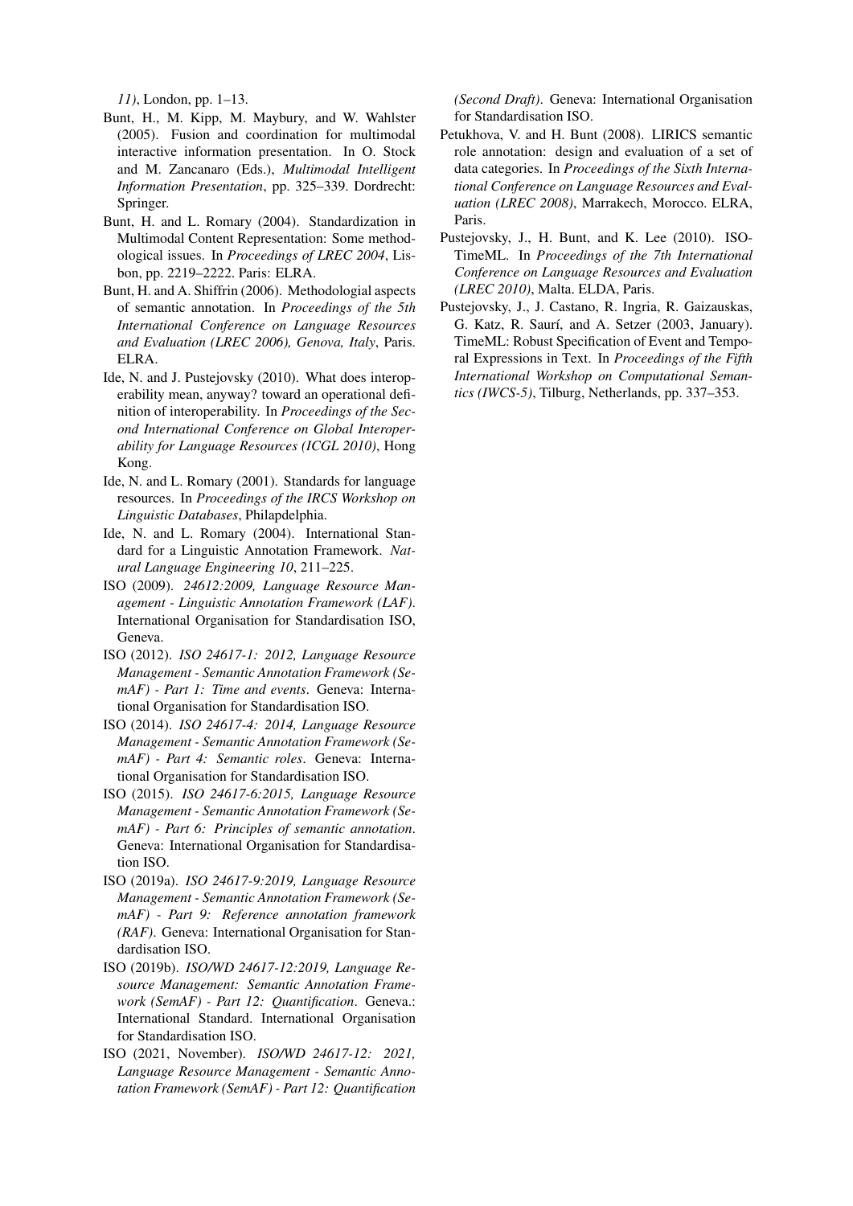*11)*, London, pp. 1–13.

Bunt, H., M. Kipp, M. Maybury, and W. Wahlster (2005). Fusion and coordination for multimodal interactive information presentation. In O. Stock and M. Zancanaro (Eds.), *Multimodal Intelligent Information Presentation*, pp. 325–339. Dordrecht: Springer.

Bunt, H. and L. Romary (2004). Standardization in Multimodal Content Representation: Some methodological issues. In *Proceedings of LREC 2004*, Lisbon, pp. 2219–2222. Paris: ELRA.

Bunt, H. and A. Shiffrin (2006). Methodologial aspects of semantic annotation. In *Proceedings of the 5th International Conference on Language Resources and Evaluation (LREC 2006), Genova, Italy*, Paris. ELRA.

Ide, N. and J. Pustejovsky (2010). What does interoperability mean, anyway? toward an operational definition of interoperability. In *Proceedings of the Second International Conference on Global Interoperability for Language Resources (ICGL 2010)*, Hong Kong.

Ide, N. and L. Romary (2001). Standards for language resources. In *Proceedings of the IRCS Workshop on Linguistic Databases*, Philapdelphia.

Ide, N. and L. Romary (2004). International Standard for a Linguistic Annotation Framework. *Natural Language Engineering 10*, 211–225.

ISO (2009). *24612:2009, Language Resource Management - Linguistic Annotation Framework (LAF)*. International Organisation for Standardisation ISO, Geneva.

ISO (2012). *ISO 24617-1: 2012, Language Resource Management - Semantic Annotation Framework (SemAF) - Part 1: Time and events*. Geneva: International Organisation for Standardisation ISO.

ISO (2014). *ISO 24617-4: 2014, Language Resource Management - Semantic Annotation Framework (SemAF) - Part 4: Semantic roles*. Geneva: International Organisation for Standardisation ISO.

ISO (2015). *ISO 24617-6:2015, Language Resource Management - Semantic Annotation Framework (SemAF) - Part 6: Principles of semantic annotation*. Geneva: International Organisation for Standardisation ISO.

ISO (2019a). *ISO 24617-9:2019, Language Resource Management - Semantic Annotation Framework (SemAF) - Part 9: Reference annotation framework (RAF)*. Geneva: International Organisation for Standardisation ISO.

ISO (2019b). *ISO/WD 24617-12:2019, Language Resource Management: Semantic Annotation Framework (SemAF) - Part 12: Quantification*. Geneva.: International Standard. International Organisation for Standardisation ISO.

ISO (2021, November). *ISO/WD 24617-12: 2021, Language Resource Management - Semantic Annotation Framework (SemAF) - Part 12: Quantification (Second Draft)*. Geneva: International Organisation for Standardisation ISO.

Petukhova, V. and H. Bunt (2008). LIRICS semantic role annotation: design and evaluation of a set of data categories. In *Proceedings of the Sixth International Conference on Language Resources and Evaluation (LREC 2008)*, Marrakech, Morocco. ELRA, Paris.

Pustejovsky, J., H. Bunt, and K. Lee (2010). ISO-TimeML. In *Proceedings of the 7th International Conference on Language Resources and Evaluation (LREC 2010)*, Malta. ELDA, Paris.

Pustejovsky, J., J. Castano, R. Ingria, R. Gaizauskas, G. Katz, R. Saurí, and A. Setzer (2003, January). TimeML: Robust Specification of Event and Temporal Expressions in Text. In *Proceedings of the Fifth International Workshop on Computational Semantics (IWCS-5)*, Tilburg, Netherlands, pp. 337–353.